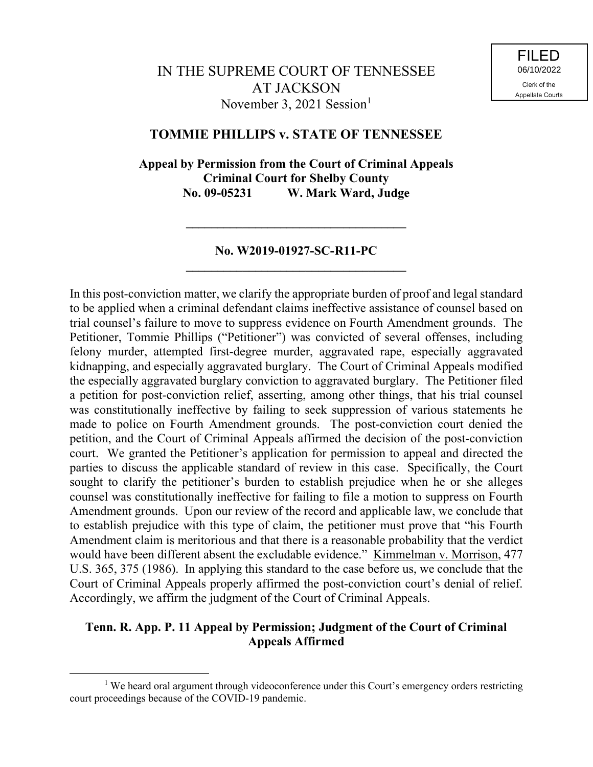FILED
06/10/2022
Clerk of the
Appellate Courts

# IN THE SUPREME COURT OF TENNESSEE AT JACKSON

November 3, 2021 Session[1]

## TOMMIE PHILLIPS v. STATE OF TENNESSEE

**Appeal by Permission from the Court of Criminal Appeals**
**Criminal Court for Shelby County**
**No. 09-05231 W. Mark Ward, Judge**

---

**No. W2019-01927-SC-R11-PC**

---

In this post-conviction matter, we clarify the appropriate burden of proof and legal standard to be applied when a criminal defendant claims ineffective assistance of counsel based on trial counsel's failure to move to suppress evidence on Fourth Amendment grounds. The Petitioner, Tommie Phillips ("Petitioner") was convicted of several offenses, including felony murder, attempted first-degree murder, aggravated rape, especially aggravated kidnapping, and especially aggravated burglary. The Court of Criminal Appeals modified the especially aggravated burglary conviction to aggravated burglary. The Petitioner filed a petition for post-conviction relief, asserting, among other things, that his trial counsel was constitutionally ineffective by failing to seek suppression of various statements he made to police on Fourth Amendment grounds. The post-conviction court denied the petition, and the Court of Criminal Appeals affirmed the decision of the post-conviction court. We granted the Petitioner's application for permission to appeal and directed the parties to discuss the applicable standard of review in this case. Specifically, the Court sought to clarify the petitioner's burden to establish prejudice when he or she alleges counsel was constitutionally ineffective for failing to file a motion to suppress on Fourth Amendment grounds. Upon our review of the record and applicable law, we conclude that to establish prejudice with this type of claim, the petitioner must prove that "his Fourth Amendment claim is meritorious and that there is a reasonable probability that the verdict would have been different absent the excludable evidence." Kimmelman v. Morrison, 477 U.S. 365, 375 (1986). In applying this standard to the case before us, we conclude that the Court of Criminal Appeals properly affirmed the post-conviction court's denial of relief. Accordingly, we affirm the judgment of the Court of Criminal Appeals.

**Tenn. R. App. P. 11 Appeal by Permission; Judgment of the Court of Criminal Appeals Affirmed**

---

[1] We heard oral argument through videoconference under this Court's emergency orders restricting court proceedings because of the COVID-19 pandemic.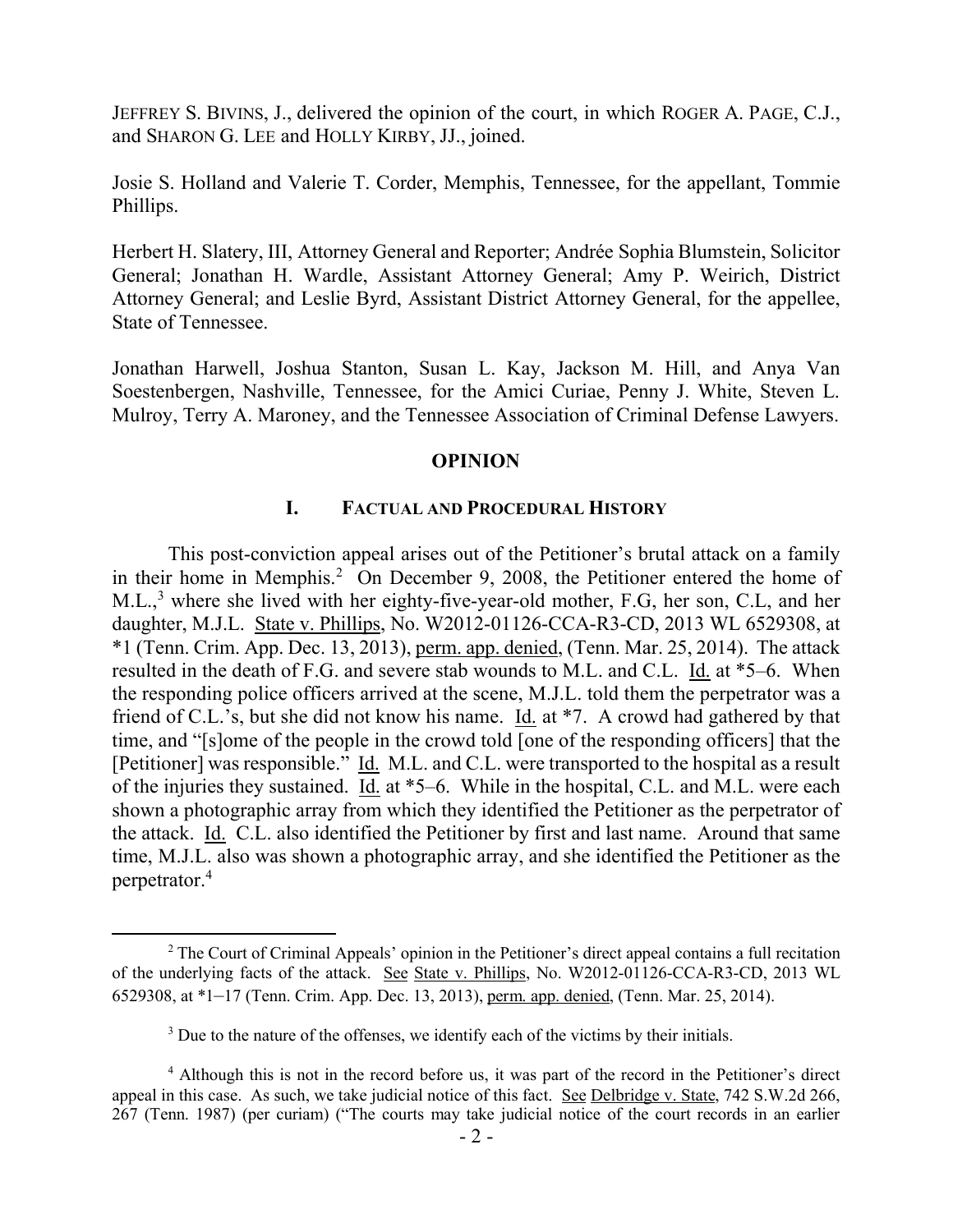JEFFREY S. BIVINS, J., delivered the opinion of the court, in which ROGER A. PAGE, C.J., and SHARON G. LEE and HOLLY KIRBY, JJ., joined.

Josie S. Holland and Valerie T. Corder, Memphis, Tennessee, for the appellant, Tommie Phillips.

Herbert H. Slatery, III, Attorney General and Reporter; Andrée Sophia Blumstein, Solicitor General; Jonathan H. Wardle, Assistant Attorney General; Amy P. Weirich, District Attorney General; and Leslie Byrd, Assistant District Attorney General, for the appellee, State of Tennessee.

Jonathan Harwell, Joshua Stanton, Susan L. Kay, Jackson M. Hill, and Anya Van Soestenbergen, Nashville, Tennessee, for the Amici Curiae, Penny J. White, Steven L. Mulroy, Terry A. Maroney, and the Tennessee Association of Criminal Defense Lawyers.

## OPINION

### I. FACTUAL AND PROCEDURAL HISTORY

This post-conviction appeal arises out of the Petitioner's brutal attack on a family in their home in Memphis.[2] On December 9, 2008, the Petitioner entered the home of M.L.,[3] where she lived with her eighty-five-year-old mother, F.G, her son, C.L, and her daughter, M.J.L. State v. Phillips, No. W2012-01126-CCA-R3-CD, 2013 WL 6529308, at *1 (Tenn. Crim. App. Dec. 13, 2013), perm. app. denied, (Tenn. Mar. 25, 2014). The attack resulted in the death of F.G. and severe stab wounds to M.L. and C.L. Id. at *5–6. When the responding police officers arrived at the scene, M.J.L. told them the perpetrator was a friend of C.L.'s, but she did not know his name. Id. at *7. A crowd had gathered by that time, and "[s]ome of the people in the crowd told [one of the responding officers] that the [Petitioner] was responsible." Id. M.L. and C.L. were transported to the hospital as a result of the injuries they sustained. Id. at *5–6. While in the hospital, C.L. and M.L. were each shown a photographic array from which they identified the Petitioner as the perpetrator of the attack. Id. C.L. also identified the Petitioner by first and last name. Around that same time, M.J.L. also was shown a photographic array, and she identified the Petitioner as the perpetrator.[4]

---

[2] The Court of Criminal Appeals' opinion in the Petitioner's direct appeal contains a full recitation of the underlying facts of the attack. See State v. Phillips, No. W2012-01126-CCA-R3-CD, 2013 WL 6529308, at *1–17 (Tenn. Crim. App. Dec. 13, 2013), perm. app. denied, (Tenn. Mar. 25, 2014).

[3] Due to the nature of the offenses, we identify each of the victims by their initials.

[4] Although this is not in the record before us, it was part of the record in the Petitioner's direct appeal in this case. As such, we take judicial notice of this fact. See Delbridge v. State, 742 S.W.2d 266, 267 (Tenn. 1987) (per curiam) ("The courts may take judicial notice of the court records in an earlier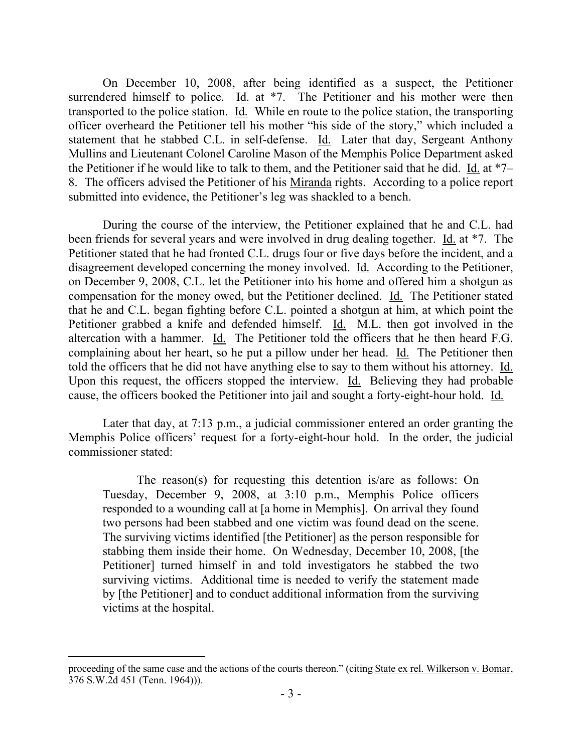On December 10, 2008, after being identified as a suspect, the Petitioner surrendered himself to police. Id. at *7. The Petitioner and his mother were then transported to the police station. Id. While en route to the police station, the transporting officer overheard the Petitioner tell his mother "his side of the story," which included a statement that he stabbed C.L. in self-defense. Id. Later that day, Sergeant Anthony Mullins and Lieutenant Colonel Caroline Mason of the Memphis Police Department asked the Petitioner if he would like to talk to them, and the Petitioner said that he did. Id. at *7–8. The officers advised the Petitioner of his Miranda rights. According to a police report submitted into evidence, the Petitioner's leg was shackled to a bench.

During the course of the interview, the Petitioner explained that he and C.L. had been friends for several years and were involved in drug dealing together. Id. at *7. The Petitioner stated that he had fronted C.L. drugs four or five days before the incident, and a disagreement developed concerning the money involved. Id. According to the Petitioner, on December 9, 2008, C.L. let the Petitioner into his home and offered him a shotgun as compensation for the money owed, but the Petitioner declined. Id. The Petitioner stated that he and C.L. began fighting before C.L. pointed a shotgun at him, at which point the Petitioner grabbed a knife and defended himself. Id. M.L. then got involved in the altercation with a hammer. Id. The Petitioner told the officers that he then heard F.G. complaining about her heart, so he put a pillow under her head. Id. The Petitioner then told the officers that he did not have anything else to say to them without his attorney. Id. Upon this request, the officers stopped the interview. Id. Believing they had probable cause, the officers booked the Petitioner into jail and sought a forty-eight-hour hold. Id.

Later that day, at 7:13 p.m., a judicial commissioner entered an order granting the Memphis Police officers' request for a forty-eight-hour hold. In the order, the judicial commissioner stated:

> The reason(s) for requesting this detention is/are as follows: On Tuesday, December 9, 2008, at 3:10 p.m., Memphis Police officers responded to a wounding call at [a home in Memphis]. On arrival they found two persons had been stabbed and one victim was found dead on the scene. The surviving victims identified [the Petitioner] as the person responsible for stabbing them inside their home. On Wednesday, December 10, 2008, [the Petitioner] turned himself in and told investigators he stabbed the two surviving victims. Additional time is needed to verify the statement made by [the Petitioner] and to conduct additional information from the surviving victims at the hospital.

---

proceeding of the same case and the actions of the courts thereon." (citing State ex rel. Wilkerson v. Bomar, 376 S.W.2d 451 (Tenn. 1964))).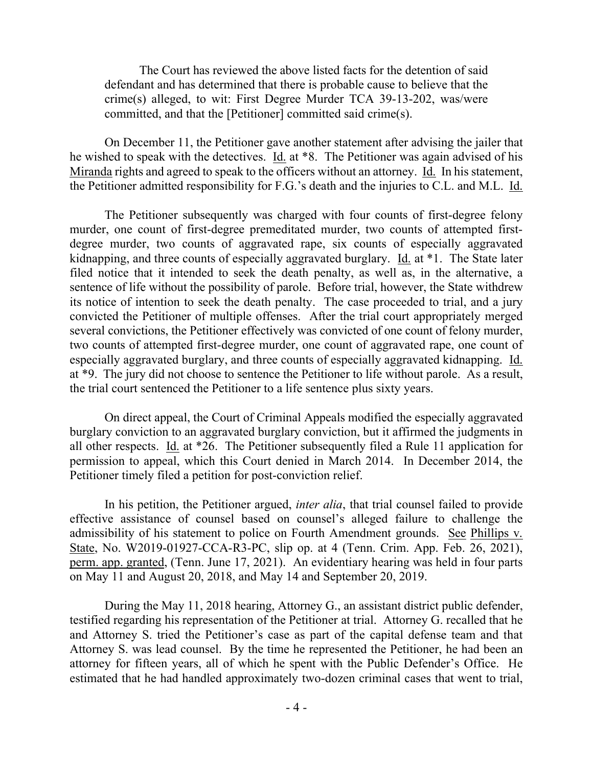> The Court has reviewed the above listed facts for the detention of said defendant and has determined that there is probable cause to believe that the crime(s) alleged, to wit: First Degree Murder TCA 39-13-202, was/were committed, and that the [Petitioner] committed said crime(s).

On December 11, the Petitioner gave another statement after advising the jailer that he wished to speak with the detectives. Id. at *8. The Petitioner was again advised of his Miranda rights and agreed to speak to the officers without an attorney. Id. In his statement, the Petitioner admitted responsibility for F.G.'s death and the injuries to C.L. and M.L. Id.

The Petitioner subsequently was charged with four counts of first-degree felony murder, one count of first-degree premeditated murder, two counts of attempted first-degree murder, two counts of aggravated rape, six counts of especially aggravated kidnapping, and three counts of especially aggravated burglary. Id. at *1. The State later filed notice that it intended to seek the death penalty, as well as, in the alternative, a sentence of life without the possibility of parole. Before trial, however, the State withdrew its notice of intention to seek the death penalty. The case proceeded to trial, and a jury convicted the Petitioner of multiple offenses. After the trial court appropriately merged several convictions, the Petitioner effectively was convicted of one count of felony murder, two counts of attempted first-degree murder, one count of aggravated rape, one count of especially aggravated burglary, and three counts of especially aggravated kidnapping. Id. at *9. The jury did not choose to sentence the Petitioner to life without parole. As a result, the trial court sentenced the Petitioner to a life sentence plus sixty years.

On direct appeal, the Court of Criminal Appeals modified the especially aggravated burglary conviction to an aggravated burglary conviction, but it affirmed the judgments in all other respects. Id. at *26. The Petitioner subsequently filed a Rule 11 application for permission to appeal, which this Court denied in March 2014. In December 2014, the Petitioner timely filed a petition for post-conviction relief.

In his petition, the Petitioner argued, *inter alia*, that trial counsel failed to provide effective assistance of counsel based on counsel's alleged failure to challenge the admissibility of his statement to police on Fourth Amendment grounds. See Phillips v. State, No. W2019-01927-CCA-R3-PC, slip op. at 4 (Tenn. Crim. App. Feb. 26, 2021), perm. app. granted, (Tenn. June 17, 2021). An evidentiary hearing was held in four parts on May 11 and August 20, 2018, and May 14 and September 20, 2019.

During the May 11, 2018 hearing, Attorney G., an assistant district public defender, testified regarding his representation of the Petitioner at trial. Attorney G. recalled that he and Attorney S. tried the Petitioner's case as part of the capital defense team and that Attorney S. was lead counsel. By the time he represented the Petitioner, he had been an attorney for fifteen years, all of which he spent with the Public Defender's Office. He estimated that he had handled approximately two-dozen criminal cases that went to trial,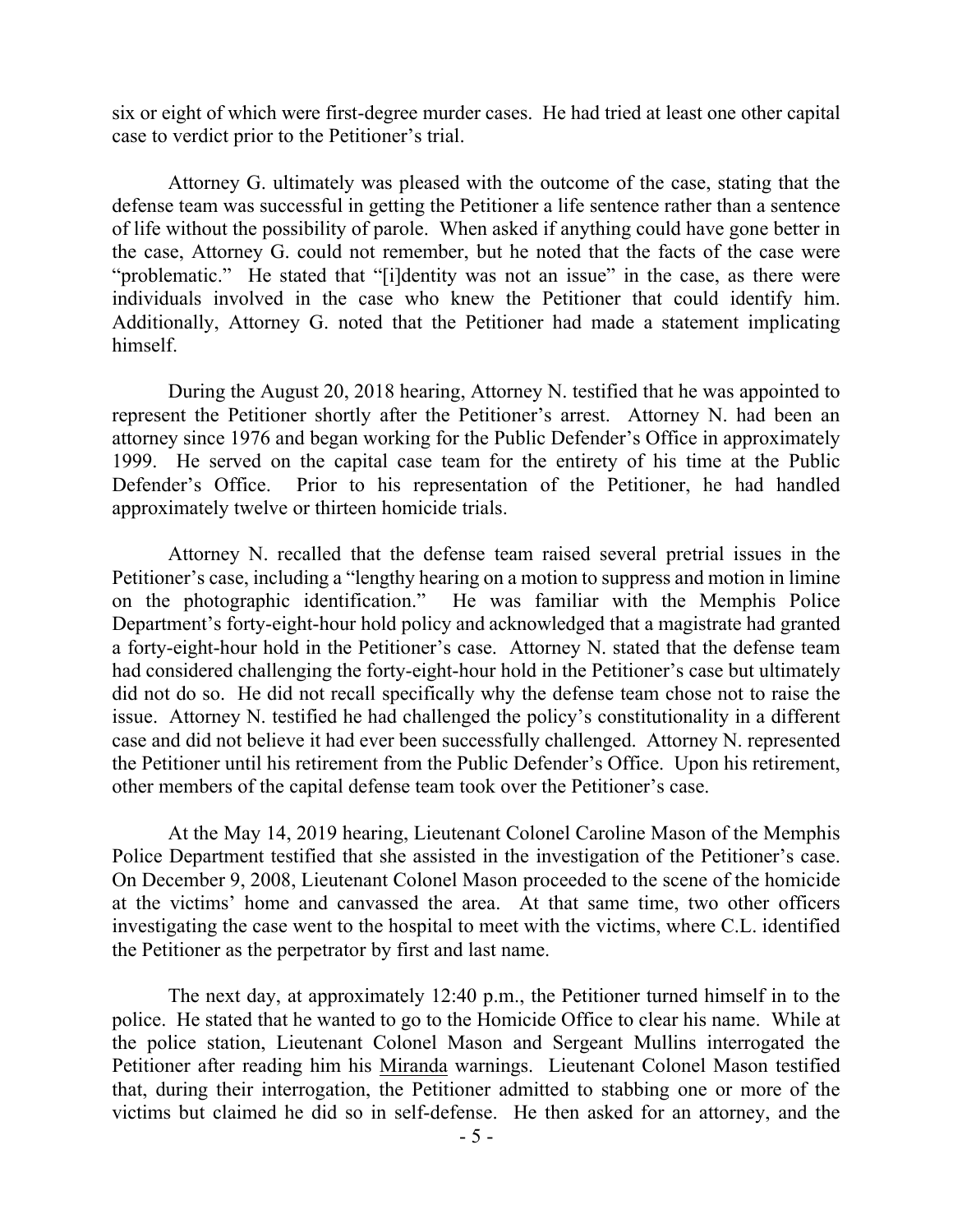six or eight of which were first-degree murder cases. He had tried at least one other capital case to verdict prior to the Petitioner's trial.

Attorney G. ultimately was pleased with the outcome of the case, stating that the defense team was successful in getting the Petitioner a life sentence rather than a sentence of life without the possibility of parole. When asked if anything could have gone better in the case, Attorney G. could not remember, but he noted that the facts of the case were "problematic." He stated that "[i]dentity was not an issue" in the case, as there were individuals involved in the case who knew the Petitioner that could identify him. Additionally, Attorney G. noted that the Petitioner had made a statement implicating himself.

During the August 20, 2018 hearing, Attorney N. testified that he was appointed to represent the Petitioner shortly after the Petitioner's arrest. Attorney N. had been an attorney since 1976 and began working for the Public Defender's Office in approximately 1999. He served on the capital case team for the entirety of his time at the Public Defender's Office. Prior to his representation of the Petitioner, he had handled approximately twelve or thirteen homicide trials.

Attorney N. recalled that the defense team raised several pretrial issues in the Petitioner's case, including a "lengthy hearing on a motion to suppress and motion in limine on the photographic identification." He was familiar with the Memphis Police Department's forty-eight-hour hold policy and acknowledged that a magistrate had granted a forty-eight-hour hold in the Petitioner's case. Attorney N. stated that the defense team had considered challenging the forty-eight-hour hold in the Petitioner's case but ultimately did not do so. He did not recall specifically why the defense team chose not to raise the issue. Attorney N. testified he had challenged the policy's constitutionality in a different case and did not believe it had ever been successfully challenged. Attorney N. represented the Petitioner until his retirement from the Public Defender's Office. Upon his retirement, other members of the capital defense team took over the Petitioner's case.

At the May 14, 2019 hearing, Lieutenant Colonel Caroline Mason of the Memphis Police Department testified that she assisted in the investigation of the Petitioner's case. On December 9, 2008, Lieutenant Colonel Mason proceeded to the scene of the homicide at the victims' home and canvassed the area. At that same time, two other officers investigating the case went to the hospital to meet with the victims, where C.L. identified the Petitioner as the perpetrator by first and last name.

The next day, at approximately 12:40 p.m., the Petitioner turned himself in to the police. He stated that he wanted to go to the Homicide Office to clear his name. While at the police station, Lieutenant Colonel Mason and Sergeant Mullins interrogated the Petitioner after reading him his <u>Miranda</u> warnings. Lieutenant Colonel Mason testified that, during their interrogation, the Petitioner admitted to stabbing one or more of the victims but claimed he did so in self-defense. He then asked for an attorney, and the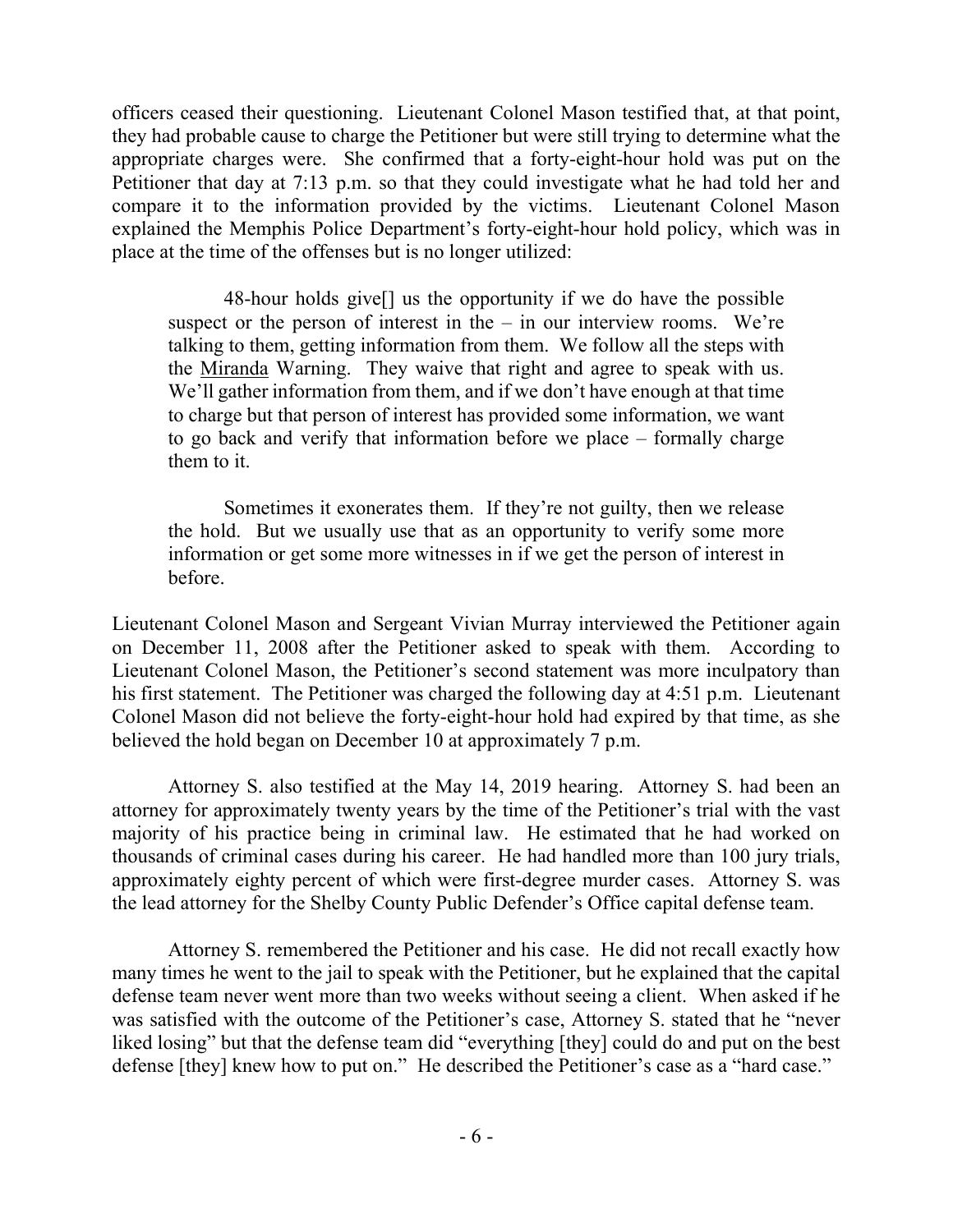officers ceased their questioning. Lieutenant Colonel Mason testified that, at that point, they had probable cause to charge the Petitioner but were still trying to determine what the appropriate charges were. She confirmed that a forty-eight-hour hold was put on the Petitioner that day at 7:13 p.m. so that they could investigate what he had told her and compare it to the information provided by the victims. Lieutenant Colonel Mason explained the Memphis Police Department's forty-eight-hour hold policy, which was in place at the time of the offenses but is no longer utilized:

> 48-hour holds give[] us the opportunity if we do have the possible suspect or the person of interest in the – in our interview rooms. We're talking to them, getting information from them. We follow all the steps with the Miranda Warning. They waive that right and agree to speak with us. We'll gather information from them, and if we don't have enough at that time to charge but that person of interest has provided some information, we want to go back and verify that information before we place – formally charge them to it.
>
> Sometimes it exonerates them. If they're not guilty, then we release the hold. But we usually use that as an opportunity to verify some more information or get some more witnesses in if we get the person of interest in before.

Lieutenant Colonel Mason and Sergeant Vivian Murray interviewed the Petitioner again on December 11, 2008 after the Petitioner asked to speak with them. According to Lieutenant Colonel Mason, the Petitioner's second statement was more inculpatory than his first statement. The Petitioner was charged the following day at 4:51 p.m. Lieutenant Colonel Mason did not believe the forty-eight-hour hold had expired by that time, as she believed the hold began on December 10 at approximately 7 p.m.

Attorney S. also testified at the May 14, 2019 hearing. Attorney S. had been an attorney for approximately twenty years by the time of the Petitioner's trial with the vast majority of his practice being in criminal law. He estimated that he had worked on thousands of criminal cases during his career. He had handled more than 100 jury trials, approximately eighty percent of which were first-degree murder cases. Attorney S. was the lead attorney for the Shelby County Public Defender's Office capital defense team.

Attorney S. remembered the Petitioner and his case. He did not recall exactly how many times he went to the jail to speak with the Petitioner, but he explained that the capital defense team never went more than two weeks without seeing a client. When asked if he was satisfied with the outcome of the Petitioner's case, Attorney S. stated that he "never liked losing" but that the defense team did "everything [they] could do and put on the best defense [they] knew how to put on." He described the Petitioner's case as a "hard case."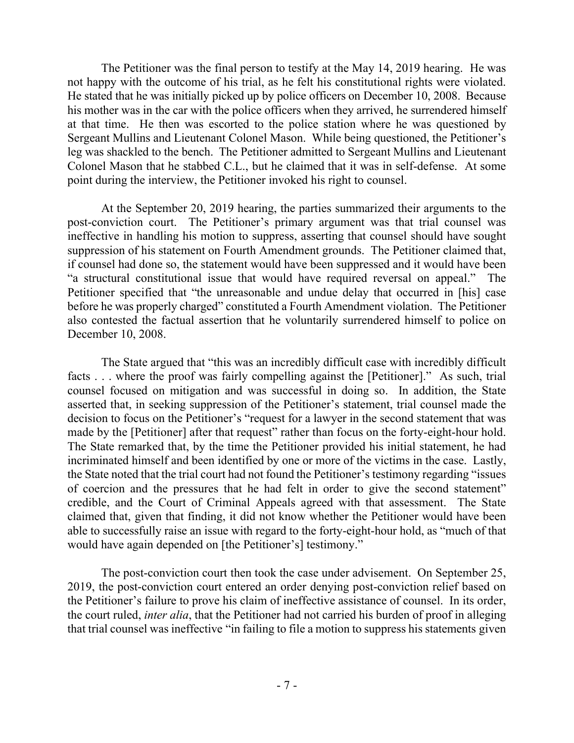The Petitioner was the final person to testify at the May 14, 2019 hearing. He was not happy with the outcome of his trial, as he felt his constitutional rights were violated. He stated that he was initially picked up by police officers on December 10, 2008. Because his mother was in the car with the police officers when they arrived, he surrendered himself at that time. He then was escorted to the police station where he was questioned by Sergeant Mullins and Lieutenant Colonel Mason. While being questioned, the Petitioner's leg was shackled to the bench. The Petitioner admitted to Sergeant Mullins and Lieutenant Colonel Mason that he stabbed C.L., but he claimed that it was in self-defense. At some point during the interview, the Petitioner invoked his right to counsel.

At the September 20, 2019 hearing, the parties summarized their arguments to the post-conviction court. The Petitioner's primary argument was that trial counsel was ineffective in handling his motion to suppress, asserting that counsel should have sought suppression of his statement on Fourth Amendment grounds. The Petitioner claimed that, if counsel had done so, the statement would have been suppressed and it would have been "a structural constitutional issue that would have required reversal on appeal." The Petitioner specified that "the unreasonable and undue delay that occurred in [his] case before he was properly charged" constituted a Fourth Amendment violation. The Petitioner also contested the factual assertion that he voluntarily surrendered himself to police on December 10, 2008.

The State argued that "this was an incredibly difficult case with incredibly difficult facts . . . where the proof was fairly compelling against the [Petitioner]." As such, trial counsel focused on mitigation and was successful in doing so. In addition, the State asserted that, in seeking suppression of the Petitioner's statement, trial counsel made the decision to focus on the Petitioner's "request for a lawyer in the second statement that was made by the [Petitioner] after that request" rather than focus on the forty-eight-hour hold. The State remarked that, by the time the Petitioner provided his initial statement, he had incriminated himself and been identified by one or more of the victims in the case. Lastly, the State noted that the trial court had not found the Petitioner's testimony regarding "issues of coercion and the pressures that he had felt in order to give the second statement" credible, and the Court of Criminal Appeals agreed with that assessment. The State claimed that, given that finding, it did not know whether the Petitioner would have been able to successfully raise an issue with regard to the forty-eight-hour hold, as "much of that would have again depended on [the Petitioner's] testimony."

The post-conviction court then took the case under advisement. On September 25, 2019, the post-conviction court entered an order denying post-conviction relief based on the Petitioner's failure to prove his claim of ineffective assistance of counsel. In its order, the court ruled, *inter alia*, that the Petitioner had not carried his burden of proof in alleging that trial counsel was ineffective "in failing to file a motion to suppress his statements given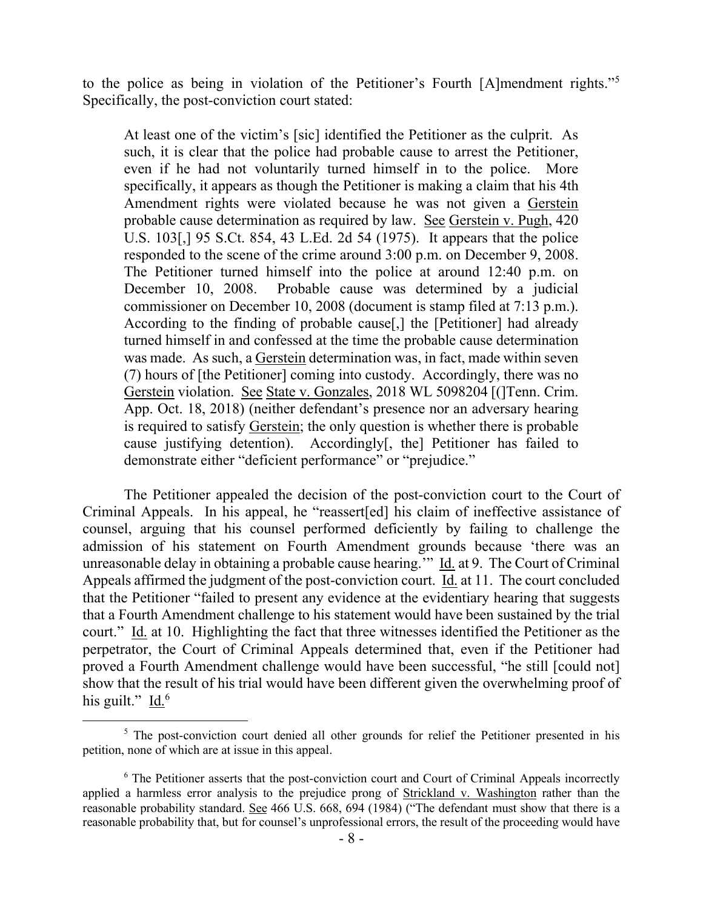to the police as being in violation of the Petitioner's Fourth [A]mendment rights."[5] Specifically, the post-conviction court stated:

> At least one of the victim's [sic] identified the Petitioner as the culprit. As such, it is clear that the police had probable cause to arrest the Petitioner, even if he had not voluntarily turned himself in to the police. More specifically, it appears as though the Petitioner is making a claim that his 4th Amendment rights were violated because he was not given a Gerstein probable cause determination as required by law. See Gerstein v. Pugh, 420 U.S. 103[,] 95 S.Ct. 854, 43 L.Ed. 2d 54 (1975). It appears that the police responded to the scene of the crime around 3:00 p.m. on December 9, 2008. The Petitioner turned himself into the police at around 12:40 p.m. on December 10, 2008. Probable cause was determined by a judicial commissioner on December 10, 2008 (document is stamp filed at 7:13 p.m.). According to the finding of probable cause[,] the [Petitioner] had already turned himself in and confessed at the time the probable cause determination was made. As such, a Gerstein determination was, in fact, made within seven (7) hours of [the Petitioner] coming into custody. Accordingly, there was no Gerstein violation. See State v. Gonzales, 2018 WL 5098204 [(]Tenn. Crim. App. Oct. 18, 2018) (neither defendant's presence nor an adversary hearing is required to satisfy Gerstein; the only question is whether there is probable cause justifying detention). Accordingly[, the] Petitioner has failed to demonstrate either "deficient performance" or "prejudice."

The Petitioner appealed the decision of the post-conviction court to the Court of Criminal Appeals. In his appeal, he "reassert[ed] his claim of ineffective assistance of counsel, arguing that his counsel performed deficiently by failing to challenge the admission of his statement on Fourth Amendment grounds because 'there was an unreasonable delay in obtaining a probable cause hearing.'" Id. at 9. The Court of Criminal Appeals affirmed the judgment of the post-conviction court. Id. at 11. The court concluded that the Petitioner "failed to present any evidence at the evidentiary hearing that suggests that a Fourth Amendment challenge to his statement would have been sustained by the trial court." Id. at 10. Highlighting the fact that three witnesses identified the Petitioner as the perpetrator, the Court of Criminal Appeals determined that, even if the Petitioner had proved a Fourth Amendment challenge would have been successful, "he still [could not] show that the result of his trial would have been different given the overwhelming proof of his guilt." Id.[6]

---

[5] The post-conviction court denied all other grounds for relief the Petitioner presented in his petition, none of which are at issue in this appeal.

[6] The Petitioner asserts that the post-conviction court and Court of Criminal Appeals incorrectly applied a harmless error analysis to the prejudice prong of Strickland v. Washington rather than the reasonable probability standard. See 466 U.S. 668, 694 (1984) ("The defendant must show that there is a reasonable probability that, but for counsel's unprofessional errors, the result of the proceeding would have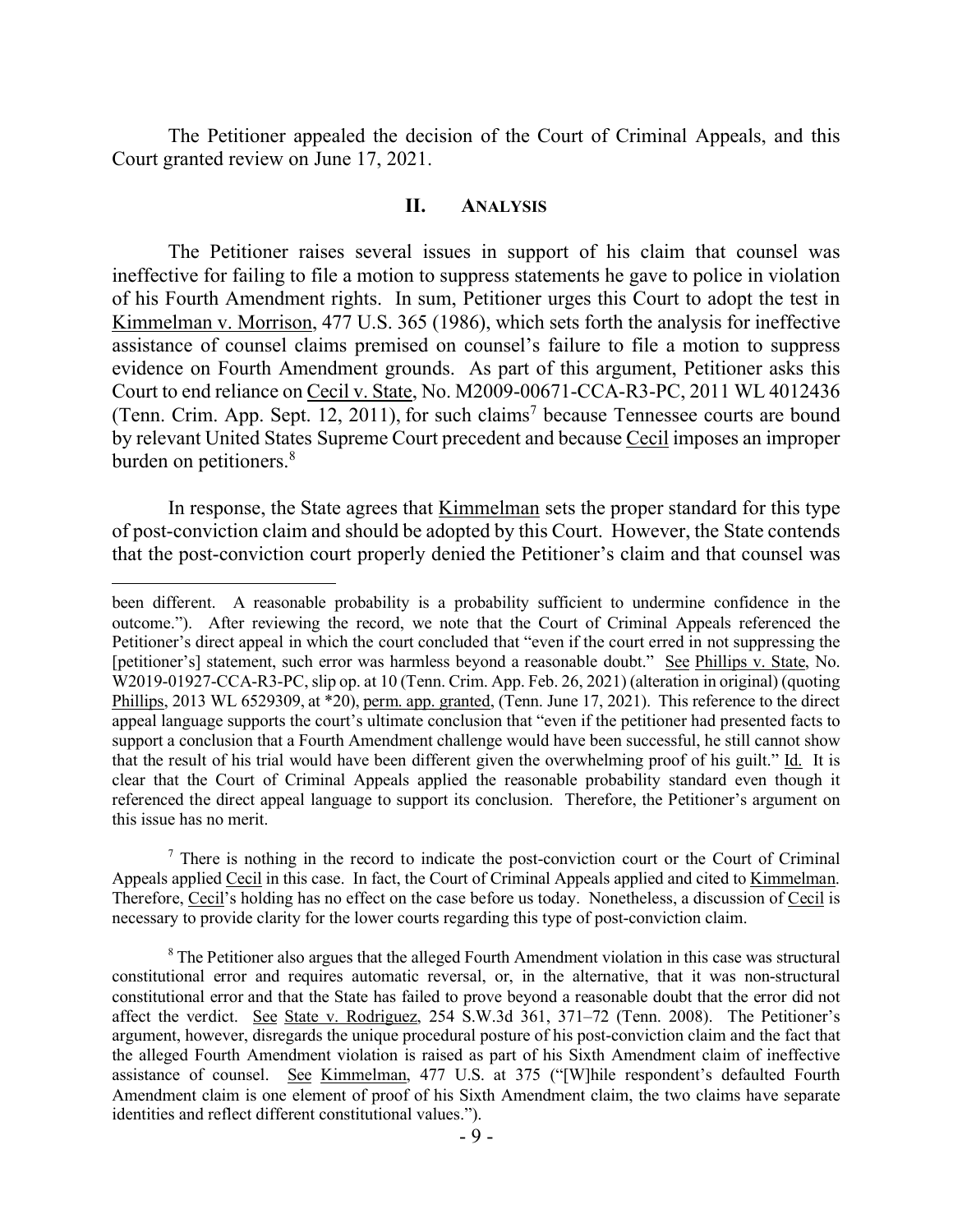The Petitioner appealed the decision of the Court of Criminal Appeals, and this Court granted review on June 17, 2021.

## II. ANALYSIS

The Petitioner raises several issues in support of his claim that counsel was ineffective for failing to file a motion to suppress statements he gave to police in violation of his Fourth Amendment rights. In sum, Petitioner urges this Court to adopt the test in Kimmelman v. Morrison, 477 U.S. 365 (1986), which sets forth the analysis for ineffective assistance of counsel claims premised on counsel's failure to file a motion to suppress evidence on Fourth Amendment grounds. As part of this argument, Petitioner asks this Court to end reliance on Cecil v. State, No. M2009-00671-CCA-R3-PC, 2011 WL 4012436 (Tenn. Crim. App. Sept. 12, 2011), for such claims[7] because Tennessee courts are bound by relevant United States Supreme Court precedent and because Cecil imposes an improper burden on petitioners.[8]

In response, the State agrees that Kimmelman sets the proper standard for this type of post-conviction claim and should be adopted by this Court. However, the State contends that the post-conviction court properly denied the Petitioner's claim and that counsel was

---

been different. A reasonable probability is a probability sufficient to undermine confidence in the outcome."). After reviewing the record, we note that the Court of Criminal Appeals referenced the Petitioner's direct appeal in which the court concluded that "even if the court erred in not suppressing the [petitioner's] statement, such error was harmless beyond a reasonable doubt." See Phillips v. State, No. W2019-01927-CCA-R3-PC, slip op. at 10 (Tenn. Crim. App. Feb. 26, 2021) (alteration in original) (quoting Phillips, 2013 WL 6529309, at *20), perm. app. granted, (Tenn. June 17, 2021). This reference to the direct appeal language supports the court's ultimate conclusion that "even if the petitioner had presented facts to support a conclusion that a Fourth Amendment challenge would have been successful, he still cannot show that the result of his trial would have been different given the overwhelming proof of his guilt." Id. It is clear that the Court of Criminal Appeals applied the reasonable probability standard even though it referenced the direct appeal language to support its conclusion. Therefore, the Petitioner's argument on this issue has no merit.

[7] There is nothing in the record to indicate the post-conviction court or the Court of Criminal Appeals applied Cecil in this case. In fact, the Court of Criminal Appeals applied and cited to Kimmelman. Therefore, Cecil's holding has no effect on the case before us today. Nonetheless, a discussion of Cecil is necessary to provide clarity for the lower courts regarding this type of post-conviction claim.

[8] The Petitioner also argues that the alleged Fourth Amendment violation in this case was structural constitutional error and requires automatic reversal, or, in the alternative, that it was non-structural constitutional error and that the State has failed to prove beyond a reasonable doubt that the error did not affect the verdict. See State v. Rodriguez, 254 S.W.3d 361, 371–72 (Tenn. 2008). The Petitioner's argument, however, disregards the unique procedural posture of his post-conviction claim and the fact that the alleged Fourth Amendment violation is raised as part of his Sixth Amendment claim of ineffective assistance of counsel. See Kimmelman, 477 U.S. at 375 ("[W]hile respondent's defaulted Fourth Amendment claim is one element of proof of his Sixth Amendment claim, the two claims have separate identities and reflect different constitutional values.").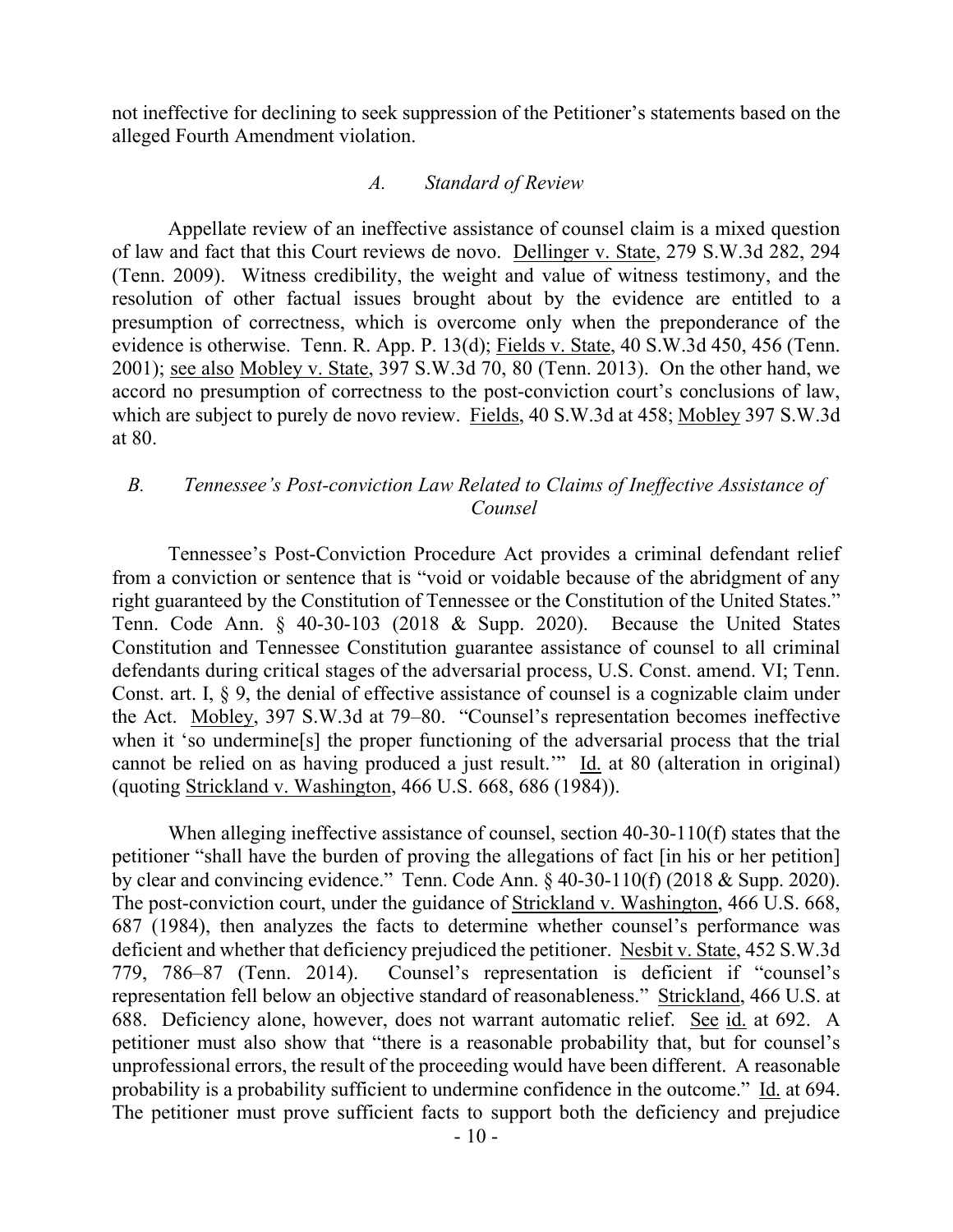not ineffective for declining to seek suppression of the Petitioner's statements based on the alleged Fourth Amendment violation.

### *A. Standard of Review*

Appellate review of an ineffective assistance of counsel claim is a mixed question of law and fact that this Court reviews de novo. Dellinger v. State, 279 S.W.3d 282, 294 (Tenn. 2009). Witness credibility, the weight and value of witness testimony, and the resolution of other factual issues brought about by the evidence are entitled to a presumption of correctness, which is overcome only when the preponderance of the evidence is otherwise. Tenn. R. App. P. 13(d); Fields v. State, 40 S.W.3d 450, 456 (Tenn. 2001); see also Mobley v. State, 397 S.W.3d 70, 80 (Tenn. 2013). On the other hand, we accord no presumption of correctness to the post-conviction court's conclusions of law, which are subject to purely de novo review. Fields, 40 S.W.3d at 458; Mobley 397 S.W.3d at 80.

### *B. Tennessee's Post-conviction Law Related to Claims of Ineffective Assistance of Counsel*

Tennessee's Post-Conviction Procedure Act provides a criminal defendant relief from a conviction or sentence that is "void or voidable because of the abridgment of any right guaranteed by the Constitution of Tennessee or the Constitution of the United States." Tenn. Code Ann. § 40-30-103 (2018 & Supp. 2020). Because the United States Constitution and Tennessee Constitution guarantee assistance of counsel to all criminal defendants during critical stages of the adversarial process, U.S. Const. amend. VI; Tenn. Const. art. I, § 9, the denial of effective assistance of counsel is a cognizable claim under the Act. Mobley, 397 S.W.3d at 79–80. "Counsel's representation becomes ineffective when it 'so undermine[s] the proper functioning of the adversarial process that the trial cannot be relied on as having produced a just result.'" Id. at 80 (alteration in original) (quoting Strickland v. Washington, 466 U.S. 668, 686 (1984)).

When alleging ineffective assistance of counsel, section 40-30-110(f) states that the petitioner "shall have the burden of proving the allegations of fact [in his or her petition] by clear and convincing evidence." Tenn. Code Ann. § 40-30-110(f) (2018 & Supp. 2020). The post-conviction court, under the guidance of Strickland v. Washington, 466 U.S. 668, 687 (1984), then analyzes the facts to determine whether counsel's performance was deficient and whether that deficiency prejudiced the petitioner. Nesbit v. State, 452 S.W.3d 779, 786–87 (Tenn. 2014). Counsel's representation is deficient if "counsel's representation fell below an objective standard of reasonableness." Strickland, 466 U.S. at 688. Deficiency alone, however, does not warrant automatic relief. See id. at 692. A petitioner must also show that "there is a reasonable probability that, but for counsel's unprofessional errors, the result of the proceeding would have been different. A reasonable probability is a probability sufficient to undermine confidence in the outcome." Id. at 694. The petitioner must prove sufficient facts to support both the deficiency and prejudice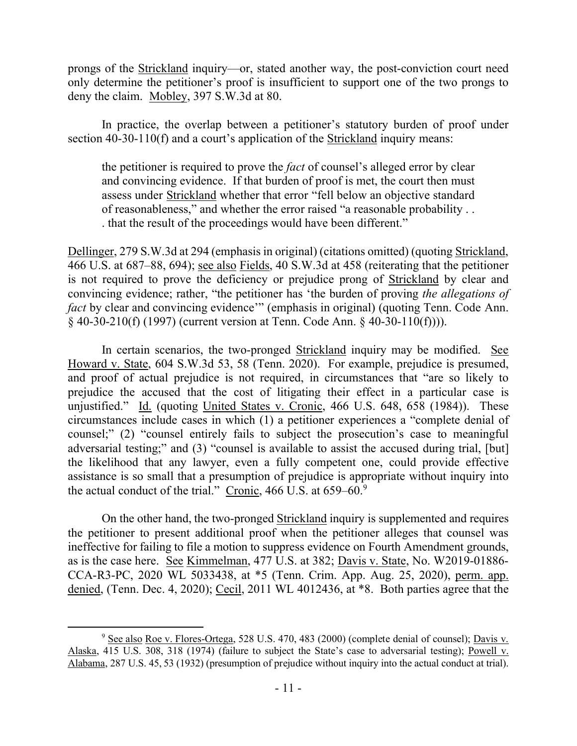prongs of the Strickland inquiry—or, stated another way, the post-conviction court need only determine the petitioner's proof is insufficient to support one of the two prongs to deny the claim. Mobley, 397 S.W.3d at 80.

In practice, the overlap between a petitioner's statutory burden of proof under section 40-30-110(f) and a court's application of the Strickland inquiry means:

> the petitioner is required to prove the *fact* of counsel's alleged error by clear and convincing evidence. If that burden of proof is met, the court then must assess under Strickland whether that error "fell below an objective standard of reasonableness," and whether the error raised "a reasonable probability . . . that the result of the proceedings would have been different."

Dellinger, 279 S.W.3d at 294 (emphasis in original) (citations omitted) (quoting Strickland, 466 U.S. at 687–88, 694); see also Fields, 40 S.W.3d at 458 (reiterating that the petitioner is not required to prove the deficiency or prejudice prong of Strickland by clear and convincing evidence; rather, "the petitioner has 'the burden of proving *the allegations of fact* by clear and convincing evidence'" (emphasis in original) (quoting Tenn. Code Ann. § 40-30-210(f) (1997) (current version at Tenn. Code Ann. § 40-30-110(f)))).

In certain scenarios, the two-pronged Strickland inquiry may be modified. See Howard v. State, 604 S.W.3d 53, 58 (Tenn. 2020). For example, prejudice is presumed, and proof of actual prejudice is not required, in circumstances that "are so likely to prejudice the accused that the cost of litigating their effect in a particular case is unjustified." Id. (quoting United States v. Cronic, 466 U.S. 648, 658 (1984)). These circumstances include cases in which (1) a petitioner experiences a "complete denial of counsel;" (2) "counsel entirely fails to subject the prosecution's case to meaningful adversarial testing;" and (3) "counsel is available to assist the accused during trial, [but] the likelihood that any lawyer, even a fully competent one, could provide effective assistance is so small that a presumption of prejudice is appropriate without inquiry into the actual conduct of the trial." Cronic, 466 U.S. at 659–60.[9]

On the other hand, the two-pronged Strickland inquiry is supplemented and requires the petitioner to present additional proof when the petitioner alleges that counsel was ineffective for failing to file a motion to suppress evidence on Fourth Amendment grounds, as is the case here. See Kimmelman, 477 U.S. at 382; Davis v. State, No. W2019-01886-CCA-R3-PC, 2020 WL 5033438, at *5 (Tenn. Crim. App. Aug. 25, 2020), perm. app. denied, (Tenn. Dec. 4, 2020); Cecil, 2011 WL 4012436, at *8. Both parties agree that the

---

[9] See also Roe v. Flores-Ortega, 528 U.S. 470, 483 (2000) (complete denial of counsel); Davis v. Alaska, 415 U.S. 308, 318 (1974) (failure to subject the State's case to adversarial testing); Powell v. Alabama, 287 U.S. 45, 53 (1932) (presumption of prejudice without inquiry into the actual conduct at trial).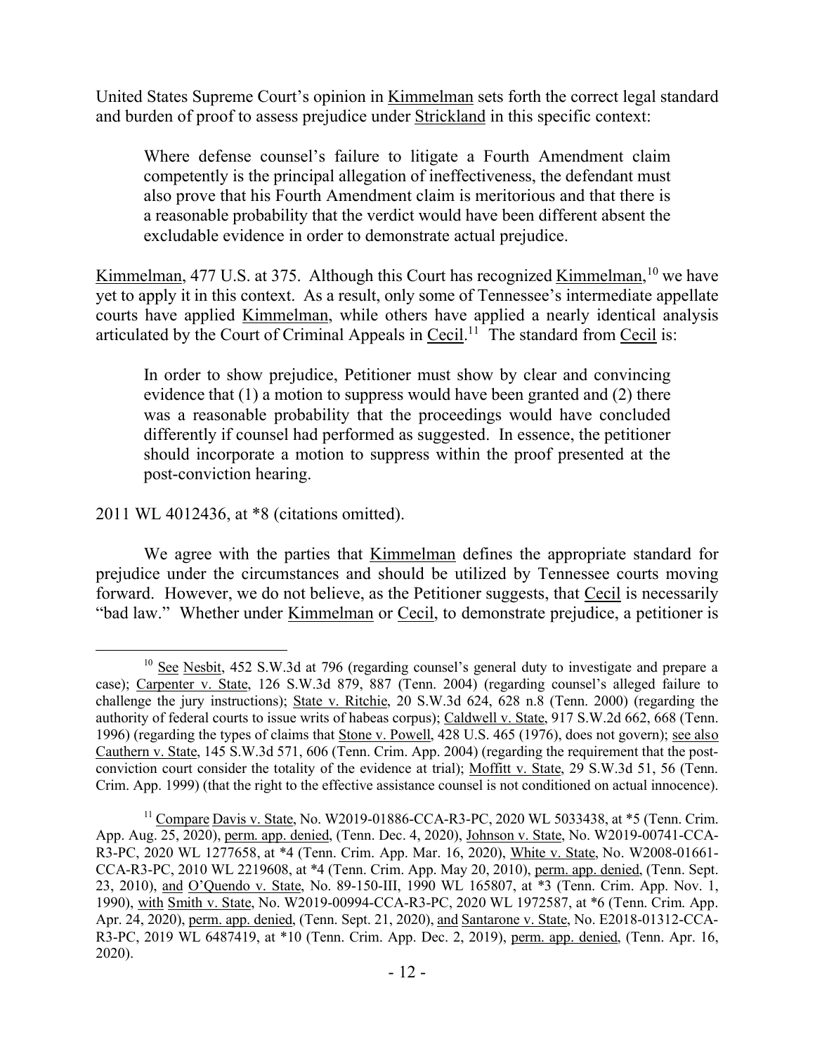United States Supreme Court's opinion in Kimmelman sets forth the correct legal standard and burden of proof to assess prejudice under Strickland in this specific context:

> Where defense counsel's failure to litigate a Fourth Amendment claim competently is the principal allegation of ineffectiveness, the defendant must also prove that his Fourth Amendment claim is meritorious and that there is a reasonable probability that the verdict would have been different absent the excludable evidence in order to demonstrate actual prejudice.

Kimmelman, 477 U.S. at 375. Although this Court has recognized Kimmelman,[10] we have yet to apply it in this context. As a result, only some of Tennessee's intermediate appellate courts have applied Kimmelman, while others have applied a nearly identical analysis articulated by the Court of Criminal Appeals in Cecil.[11] The standard from Cecil is:

> In order to show prejudice, Petitioner must show by clear and convincing evidence that (1) a motion to suppress would have been granted and (2) there was a reasonable probability that the proceedings would have concluded differently if counsel had performed as suggested. In essence, the petitioner should incorporate a motion to suppress within the proof presented at the post-conviction hearing.

2011 WL 4012436, at *8 (citations omitted).

We agree with the parties that Kimmelman defines the appropriate standard for prejudice under the circumstances and should be utilized by Tennessee courts moving forward. However, we do not believe, as the Petitioner suggests, that Cecil is necessarily "bad law." Whether under Kimmelman or Cecil, to demonstrate prejudice, a petitioner is

---

[10] See Nesbit, 452 S.W.3d at 796 (regarding counsel's general duty to investigate and prepare a case); Carpenter v. State, 126 S.W.3d 879, 887 (Tenn. 2004) (regarding counsel's alleged failure to challenge the jury instructions); State v. Ritchie, 20 S.W.3d 624, 628 n.8 (Tenn. 2000) (regarding the authority of federal courts to issue writs of habeas corpus); Caldwell v. State, 917 S.W.2d 662, 668 (Tenn. 1996) (regarding the types of claims that Stone v. Powell, 428 U.S. 465 (1976), does not govern); see also Cauthern v. State, 145 S.W.3d 571, 606 (Tenn. Crim. App. 2004) (regarding the requirement that the post-conviction court consider the totality of the evidence at trial); Moffitt v. State, 29 S.W.3d 51, 56 (Tenn. Crim. App. 1999) (that the right to the effective assistance counsel is not conditioned on actual innocence).

[11] Compare Davis v. State, No. W2019-01886-CCA-R3-PC, 2020 WL 5033438, at *5 (Tenn. Crim. App. Aug. 25, 2020), perm. app. denied, (Tenn. Dec. 4, 2020), Johnson v. State, No. W2019-00741-CCA-R3-PC, 2020 WL 1277658, at *4 (Tenn. Crim. App. Mar. 16, 2020), White v. State, No. W2008-01661-CCA-R3-PC, 2010 WL 2219608, at *4 (Tenn. Crim. App. May 20, 2010), perm. app. denied, (Tenn. Sept. 23, 2010), and O'Quendo v. State, No. 89-150-III, 1990 WL 165807, at *3 (Tenn. Crim. App. Nov. 1, 1990), with Smith v. State, No. W2019-00994-CCA-R3-PC, 2020 WL 1972587, at *6 (Tenn. Crim. App. Apr. 24, 2020), perm. app. denied, (Tenn. Sept. 21, 2020), and Santarone v. State, No. E2018-01312-CCA-R3-PC, 2019 WL 6487419, at *10 (Tenn. Crim. App. Dec. 2, 2019), perm. app. denied, (Tenn. Apr. 16, 2020).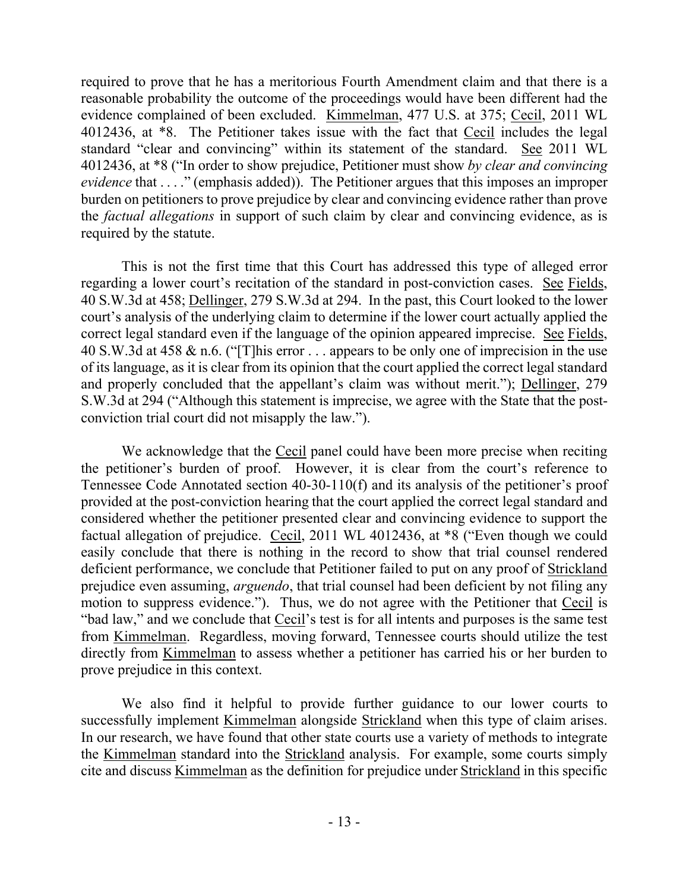required to prove that he has a meritorious Fourth Amendment claim and that there is a reasonable probability the outcome of the proceedings would have been different had the evidence complained of been excluded. Kimmelman, 477 U.S. at 375; Cecil, 2011 WL 4012436, at *8. The Petitioner takes issue with the fact that Cecil includes the legal standard "clear and convincing" within its statement of the standard. See 2011 WL 4012436, at *8 ("In order to show prejudice, Petitioner must show *by clear and convincing evidence* that . . . ." (emphasis added)). The Petitioner argues that this imposes an improper burden on petitioners to prove prejudice by clear and convincing evidence rather than prove the *factual allegations* in support of such claim by clear and convincing evidence, as is required by the statute.

This is not the first time that this Court has addressed this type of alleged error regarding a lower court's recitation of the standard in post-conviction cases. See Fields, 40 S.W.3d at 458; Dellinger, 279 S.W.3d at 294. In the past, this Court looked to the lower court's analysis of the underlying claim to determine if the lower court actually applied the correct legal standard even if the language of the opinion appeared imprecise. See Fields, 40 S.W.3d at 458 & n.6. ("[T]his error . . . appears to be only one of imprecision in the use of its language, as it is clear from its opinion that the court applied the correct legal standard and properly concluded that the appellant's claim was without merit."); Dellinger, 279 S.W.3d at 294 ("Although this statement is imprecise, we agree with the State that the post-conviction trial court did not misapply the law.").

We acknowledge that the Cecil panel could have been more precise when reciting the petitioner's burden of proof. However, it is clear from the court's reference to Tennessee Code Annotated section 40-30-110(f) and its analysis of the petitioner's proof provided at the post-conviction hearing that the court applied the correct legal standard and considered whether the petitioner presented clear and convincing evidence to support the factual allegation of prejudice. Cecil, 2011 WL 4012436, at *8 ("Even though we could easily conclude that there is nothing in the record to show that trial counsel rendered deficient performance, we conclude that Petitioner failed to put on any proof of Strickland prejudice even assuming, *arguendo*, that trial counsel had been deficient by not filing any motion to suppress evidence."). Thus, we do not agree with the Petitioner that Cecil is "bad law," and we conclude that Cecil's test is for all intents and purposes is the same test from Kimmelman. Regardless, moving forward, Tennessee courts should utilize the test directly from Kimmelman to assess whether a petitioner has carried his or her burden to prove prejudice in this context.

We also find it helpful to provide further guidance to our lower courts to successfully implement Kimmelman alongside Strickland when this type of claim arises. In our research, we have found that other state courts use a variety of methods to integrate the Kimmelman standard into the Strickland analysis. For example, some courts simply cite and discuss Kimmelman as the definition for prejudice under Strickland in this specific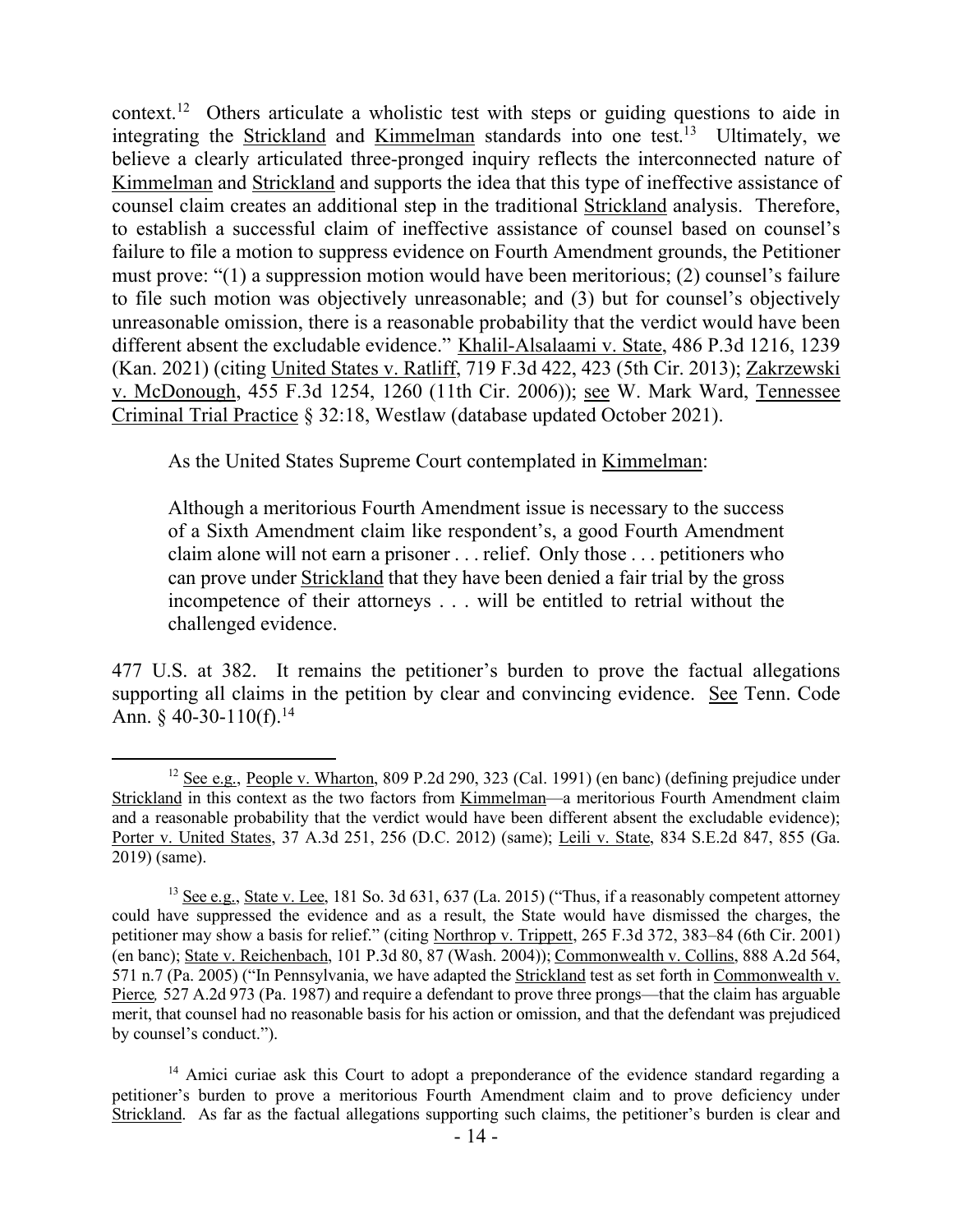context.[12] Others articulate a wholistic test with steps or guiding questions to aide in integrating the Strickland and Kimmelman standards into one test.[13] Ultimately, we believe a clearly articulated three-pronged inquiry reflects the interconnected nature of Kimmelman and Strickland and supports the idea that this type of ineffective assistance of counsel claim creates an additional step in the traditional Strickland analysis. Therefore, to establish a successful claim of ineffective assistance of counsel based on counsel's failure to file a motion to suppress evidence on Fourth Amendment grounds, the Petitioner must prove: "(1) a suppression motion would have been meritorious; (2) counsel's failure to file such motion was objectively unreasonable; and (3) but for counsel's objectively unreasonable omission, there is a reasonable probability that the verdict would have been different absent the excludable evidence." Khalil-Alsalaami v. State, 486 P.3d 1216, 1239 (Kan. 2021) (citing United States v. Ratliff, 719 F.3d 422, 423 (5th Cir. 2013); Zakrzewski v. McDonough, 455 F.3d 1254, 1260 (11th Cir. 2006)); see W. Mark Ward, Tennessee Criminal Trial Practice § 32:18, Westlaw (database updated October 2021).

As the United States Supreme Court contemplated in Kimmelman:

> Although a meritorious Fourth Amendment issue is necessary to the success of a Sixth Amendment claim like respondent's, a good Fourth Amendment claim alone will not earn a prisoner . . . relief. Only those . . . petitioners who can prove under Strickland that they have been denied a fair trial by the gross incompetence of their attorneys . . . will be entitled to retrial without the challenged evidence.

477 U.S. at 382. It remains the petitioner's burden to prove the factual allegations supporting all claims in the petition by clear and convincing evidence. See Tenn. Code Ann. § 40-30-110(f).[14]

---

[12] See e.g., People v. Wharton, 809 P.2d 290, 323 (Cal. 1991) (en banc) (defining prejudice under Strickland in this context as the two factors from Kimmelman—a meritorious Fourth Amendment claim and a reasonable probability that the verdict would have been different absent the excludable evidence); Porter v. United States, 37 A.3d 251, 256 (D.C. 2012) (same); Leili v. State, 834 S.E.2d 847, 855 (Ga. 2019) (same).

[13] See e.g., State v. Lee, 181 So. 3d 631, 637 (La. 2015) ("Thus, if a reasonably competent attorney could have suppressed the evidence and as a result, the State would have dismissed the charges, the petitioner may show a basis for relief." (citing Northrop v. Trippett, 265 F.3d 372, 383–84 (6th Cir. 2001) (en banc); State v. Reichenbach, 101 P.3d 80, 87 (Wash. 2004)); Commonwealth v. Collins, 888 A.2d 564, 571 n.7 (Pa. 2005) ("In Pennsylvania, we have adapted the Strickland test as set forth in Commonwealth v. Pierce, 527 A.2d 973 (Pa. 1987) and require a defendant to prove three prongs—that the claim has arguable merit, that counsel had no reasonable basis for his action or omission, and that the defendant was prejudiced by counsel's conduct.").

[14] Amici curiae ask this Court to adopt a preponderance of the evidence standard regarding a petitioner's burden to prove a meritorious Fourth Amendment claim and to prove deficiency under Strickland. As far as the factual allegations supporting such claims, the petitioner's burden is clear and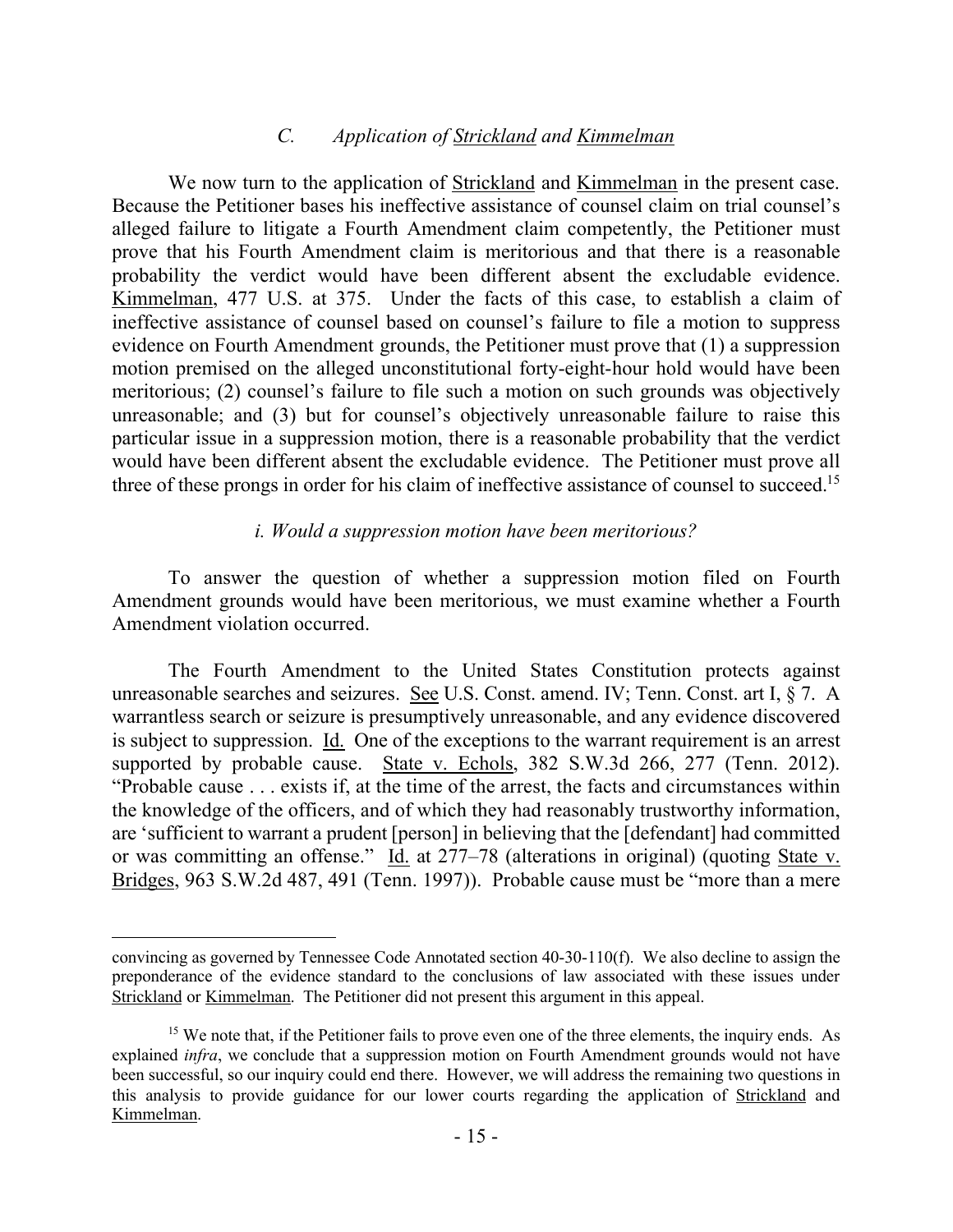### *C. Application of Strickland and Kimmelman*

We now turn to the application of Strickland and Kimmelman in the present case. Because the Petitioner bases his ineffective assistance of counsel claim on trial counsel's alleged failure to litigate a Fourth Amendment claim competently, the Petitioner must prove that his Fourth Amendment claim is meritorious and that there is a reasonable probability the verdict would have been different absent the excludable evidence. Kimmelman, 477 U.S. at 375. Under the facts of this case, to establish a claim of ineffective assistance of counsel based on counsel's failure to file a motion to suppress evidence on Fourth Amendment grounds, the Petitioner must prove that (1) a suppression motion premised on the alleged unconstitutional forty-eight-hour hold would have been meritorious; (2) counsel's failure to file such a motion on such grounds was objectively unreasonable; and (3) but for counsel's objectively unreasonable failure to raise this particular issue in a suppression motion, there is a reasonable probability that the verdict would have been different absent the excludable evidence. The Petitioner must prove all three of these prongs in order for his claim of ineffective assistance of counsel to succeed.[15]

#### *i. Would a suppression motion have been meritorious?*

To answer the question of whether a suppression motion filed on Fourth Amendment grounds would have been meritorious, we must examine whether a Fourth Amendment violation occurred.

The Fourth Amendment to the United States Constitution protects against unreasonable searches and seizures. See U.S. Const. amend. IV; Tenn. Const. art I, § 7. A warrantless search or seizure is presumptively unreasonable, and any evidence discovered is subject to suppression. Id. One of the exceptions to the warrant requirement is an arrest supported by probable cause. State v. Echols, 382 S.W.3d 266, 277 (Tenn. 2012). "Probable cause . . . exists if, at the time of the arrest, the facts and circumstances within the knowledge of the officers, and of which they had reasonably trustworthy information, are 'sufficient to warrant a prudent [person] in believing that the [defendant] had committed or was committing an offense." Id. at 277–78 (alterations in original) (quoting State v. Bridges, 963 S.W.2d 487, 491 (Tenn. 1997)). Probable cause must be "more than a mere

---

convincing as governed by Tennessee Code Annotated section 40-30-110(f). We also decline to assign the preponderance of the evidence standard to the conclusions of law associated with these issues under Strickland or Kimmelman. The Petitioner did not present this argument in this appeal.

[15] We note that, if the Petitioner fails to prove even one of the three elements, the inquiry ends. As explained *infra*, we conclude that a suppression motion on Fourth Amendment grounds would not have been successful, so our inquiry could end there. However, we will address the remaining two questions in this analysis to provide guidance for our lower courts regarding the application of Strickland and Kimmelman.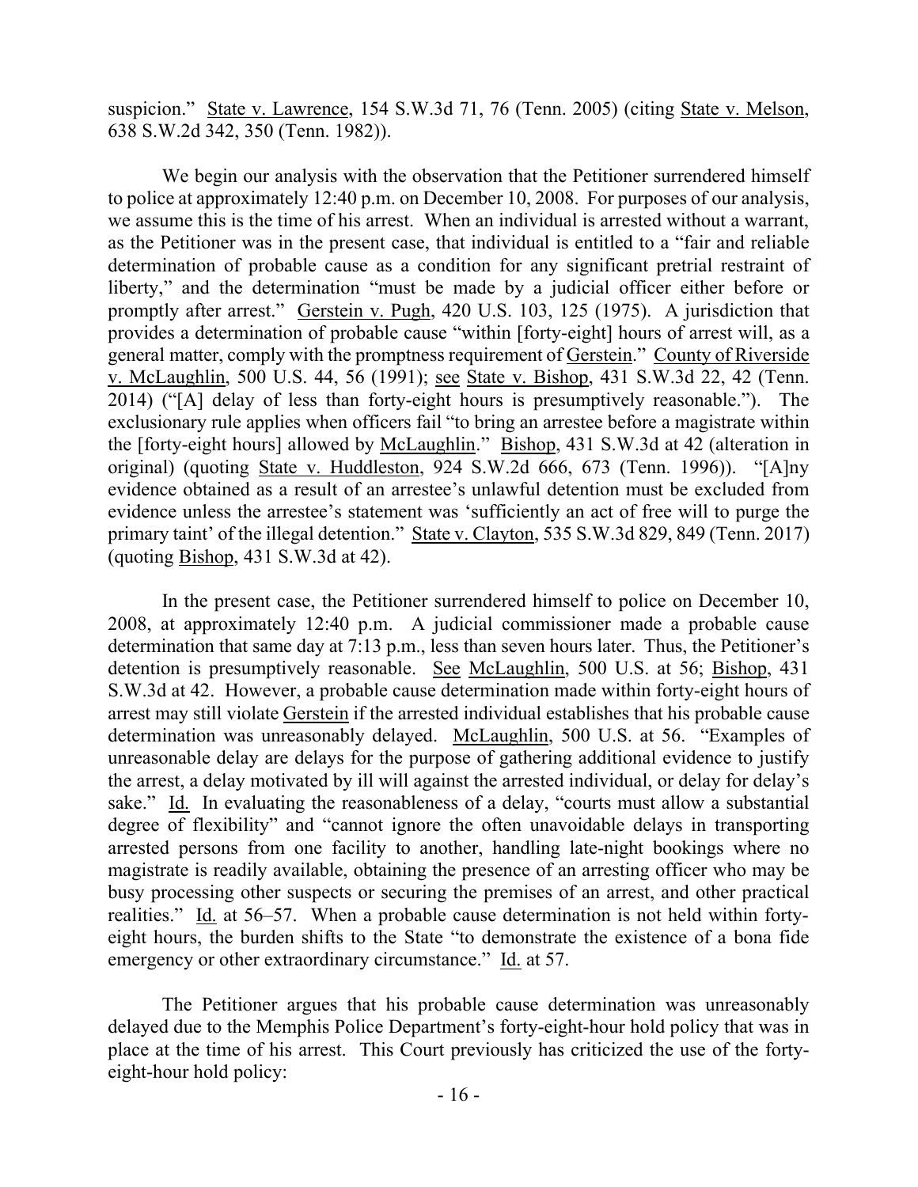suspicion." State v. Lawrence, 154 S.W.3d 71, 76 (Tenn. 2005) (citing State v. Melson, 638 S.W.2d 342, 350 (Tenn. 1982)).

We begin our analysis with the observation that the Petitioner surrendered himself to police at approximately 12:40 p.m. on December 10, 2008. For purposes of our analysis, we assume this is the time of his arrest. When an individual is arrested without a warrant, as the Petitioner was in the present case, that individual is entitled to a "fair and reliable determination of probable cause as a condition for any significant pretrial restraint of liberty," and the determination "must be made by a judicial officer either before or promptly after arrest." Gerstein v. Pugh, 420 U.S. 103, 125 (1975). A jurisdiction that provides a determination of probable cause "within [forty-eight] hours of arrest will, as a general matter, comply with the promptness requirement of Gerstein." County of Riverside v. McLaughlin, 500 U.S. 44, 56 (1991); see State v. Bishop, 431 S.W.3d 22, 42 (Tenn. 2014) ("[A] delay of less than forty-eight hours is presumptively reasonable."). The exclusionary rule applies when officers fail "to bring an arrestee before a magistrate within the [forty-eight hours] allowed by McLaughlin." Bishop, 431 S.W.3d at 42 (alteration in original) (quoting State v. Huddleston, 924 S.W.2d 666, 673 (Tenn. 1996)). "[A]ny evidence obtained as a result of an arrestee's unlawful detention must be excluded from evidence unless the arrestee's statement was 'sufficiently an act of free will to purge the primary taint' of the illegal detention." State v. Clayton, 535 S.W.3d 829, 849 (Tenn. 2017) (quoting Bishop, 431 S.W.3d at 42).

In the present case, the Petitioner surrendered himself to police on December 10, 2008, at approximately 12:40 p.m. A judicial commissioner made a probable cause determination that same day at 7:13 p.m., less than seven hours later. Thus, the Petitioner's detention is presumptively reasonable. See McLaughlin, 500 U.S. at 56; Bishop, 431 S.W.3d at 42. However, a probable cause determination made within forty-eight hours of arrest may still violate Gerstein if the arrested individual establishes that his probable cause determination was unreasonably delayed. McLaughlin, 500 U.S. at 56. "Examples of unreasonable delay are delays for the purpose of gathering additional evidence to justify the arrest, a delay motivated by ill will against the arrested individual, or delay for delay's sake." Id. In evaluating the reasonableness of a delay, "courts must allow a substantial degree of flexibility" and "cannot ignore the often unavoidable delays in transporting arrested persons from one facility to another, handling late-night bookings where no magistrate is readily available, obtaining the presence of an arresting officer who may be busy processing other suspects or securing the premises of an arrest, and other practical realities." Id. at 56–57. When a probable cause determination is not held within forty-eight hours, the burden shifts to the State "to demonstrate the existence of a bona fide emergency or other extraordinary circumstance." Id. at 57.

The Petitioner argues that his probable cause determination was unreasonably delayed due to the Memphis Police Department's forty-eight-hour hold policy that was in place at the time of his arrest. This Court previously has criticized the use of the forty-eight-hour hold policy: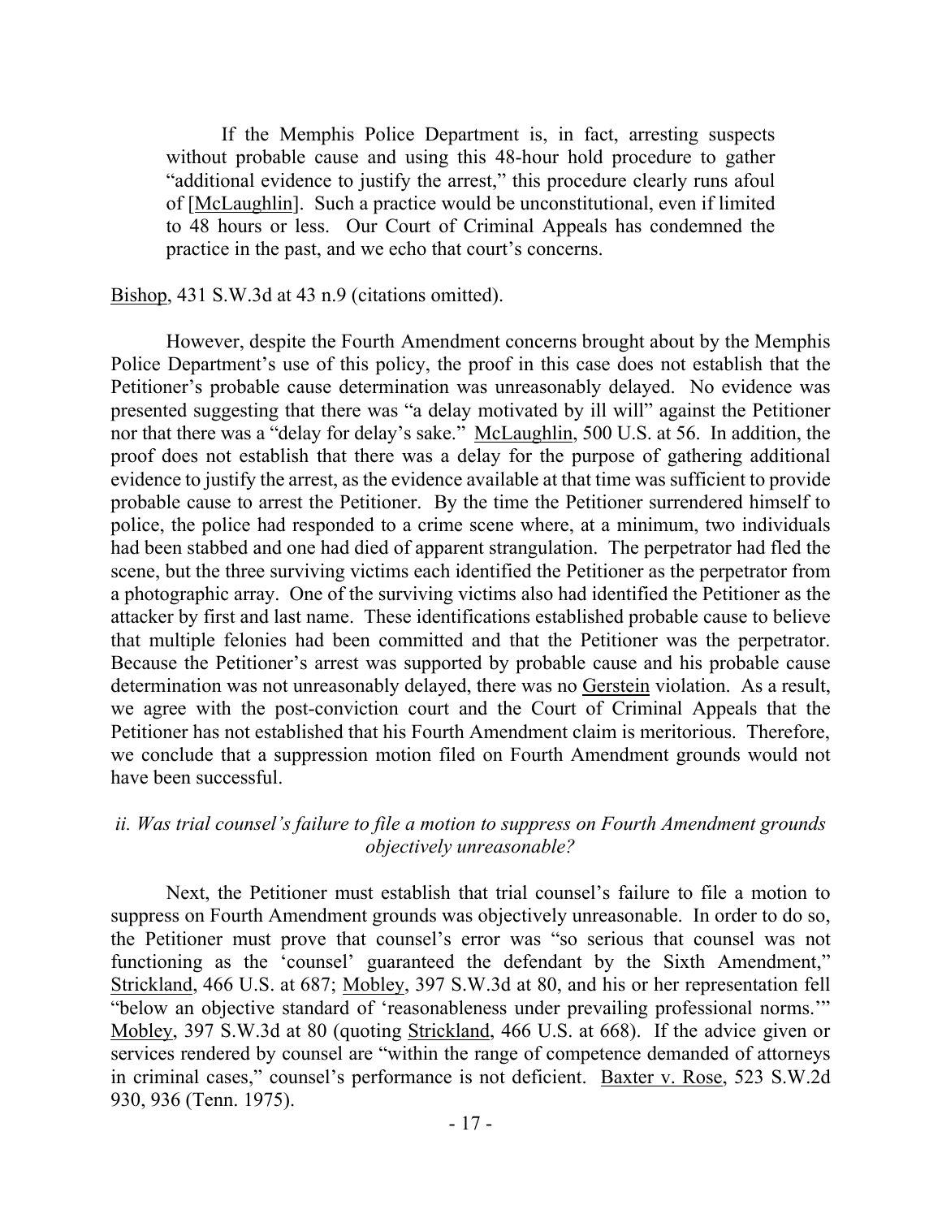> If the Memphis Police Department is, in fact, arresting suspects without probable cause and using this 48-hour hold procedure to gather "additional evidence to justify the arrest," this procedure clearly runs afoul of [McLaughlin]. Such a practice would be unconstitutional, even if limited to 48 hours or less. Our Court of Criminal Appeals has condemned the practice in the past, and we echo that court's concerns.

Bishop, 431 S.W.3d at 43 n.9 (citations omitted).

However, despite the Fourth Amendment concerns brought about by the Memphis Police Department's use of this policy, the proof in this case does not establish that the Petitioner's probable cause determination was unreasonably delayed. No evidence was presented suggesting that there was "a delay motivated by ill will" against the Petitioner nor that there was a "delay for delay's sake." McLaughlin, 500 U.S. at 56. In addition, the proof does not establish that there was a delay for the purpose of gathering additional evidence to justify the arrest, as the evidence available at that time was sufficient to provide probable cause to arrest the Petitioner. By the time the Petitioner surrendered himself to police, the police had responded to a crime scene where, at a minimum, two individuals had been stabbed and one had died of apparent strangulation. The perpetrator had fled the scene, but the three surviving victims each identified the Petitioner as the perpetrator from a photographic array. One of the surviving victims also had identified the Petitioner as the attacker by first and last name. These identifications established probable cause to believe that multiple felonies had been committed and that the Petitioner was the perpetrator. Because the Petitioner's arrest was supported by probable cause and his probable cause determination was not unreasonably delayed, there was no Gerstein violation. As a result, we agree with the post-conviction court and the Court of Criminal Appeals that the Petitioner has not established that his Fourth Amendment claim is meritorious. Therefore, we conclude that a suppression motion filed on Fourth Amendment grounds would not have been successful.

*ii. Was trial counsel's failure to file a motion to suppress on Fourth Amendment grounds objectively unreasonable?*

Next, the Petitioner must establish that trial counsel's failure to file a motion to suppress on Fourth Amendment grounds was objectively unreasonable. In order to do so, the Petitioner must prove that counsel's error was "so serious that counsel was not functioning as the 'counsel' guaranteed the defendant by the Sixth Amendment," Strickland, 466 U.S. at 687; Mobley, 397 S.W.3d at 80, and his or her representation fell "below an objective standard of 'reasonableness under prevailing professional norms.'" Mobley, 397 S.W.3d at 80 (quoting Strickland, 466 U.S. at 668). If the advice given or services rendered by counsel are "within the range of competence demanded of attorneys in criminal cases," counsel's performance is not deficient. Baxter v. Rose, 523 S.W.2d 930, 936 (Tenn. 1975).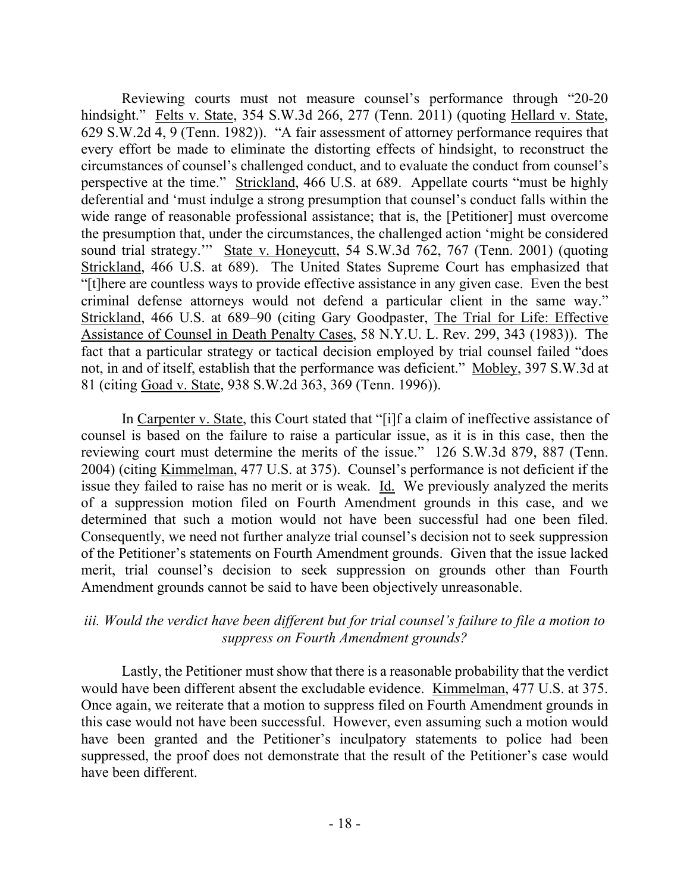Reviewing courts must not measure counsel's performance through "20-20 hindsight." Felts v. State, 354 S.W.3d 266, 277 (Tenn. 2011) (quoting Hellard v. State, 629 S.W.2d 4, 9 (Tenn. 1982)). "A fair assessment of attorney performance requires that every effort be made to eliminate the distorting effects of hindsight, to reconstruct the circumstances of counsel's challenged conduct, and to evaluate the conduct from counsel's perspective at the time." Strickland, 466 U.S. at 689. Appellate courts "must be highly deferential and 'must indulge a strong presumption that counsel's conduct falls within the wide range of reasonable professional assistance; that is, the [Petitioner] must overcome the presumption that, under the circumstances, the challenged action 'might be considered sound trial strategy.'" State v. Honeycutt, 54 S.W.3d 762, 767 (Tenn. 2001) (quoting Strickland, 466 U.S. at 689). The United States Supreme Court has emphasized that "[t]here are countless ways to provide effective assistance in any given case. Even the best criminal defense attorneys would not defend a particular client in the same way." Strickland, 466 U.S. at 689–90 (citing Gary Goodpaster, The Trial for Life: Effective Assistance of Counsel in Death Penalty Cases, 58 N.Y.U. L. Rev. 299, 343 (1983)). The fact that a particular strategy or tactical decision employed by trial counsel failed "does not, in and of itself, establish that the performance was deficient." Mobley, 397 S.W.3d at 81 (citing Goad v. State, 938 S.W.2d 363, 369 (Tenn. 1996)).

In Carpenter v. State, this Court stated that "[i]f a claim of ineffective assistance of counsel is based on the failure to raise a particular issue, as it is in this case, then the reviewing court must determine the merits of the issue." 126 S.W.3d 879, 887 (Tenn. 2004) (citing Kimmelman, 477 U.S. at 375). Counsel's performance is not deficient if the issue they failed to raise has no merit or is weak. Id. We previously analyzed the merits of a suppression motion filed on Fourth Amendment grounds in this case, and we determined that such a motion would not have been successful had one been filed. Consequently, we need not further analyze trial counsel's decision not to seek suppression of the Petitioner's statements on Fourth Amendment grounds. Given that the issue lacked merit, trial counsel's decision to seek suppression on grounds other than Fourth Amendment grounds cannot be said to have been objectively unreasonable.

*iii. Would the verdict have been different but for trial counsel's failure to file a motion to suppress on Fourth Amendment grounds?*

Lastly, the Petitioner must show that there is a reasonable probability that the verdict would have been different absent the excludable evidence. Kimmelman, 477 U.S. at 375. Once again, we reiterate that a motion to suppress filed on Fourth Amendment grounds in this case would not have been successful. However, even assuming such a motion would have been granted and the Petitioner's inculpatory statements to police had been suppressed, the proof does not demonstrate that the result of the Petitioner's case would have been different.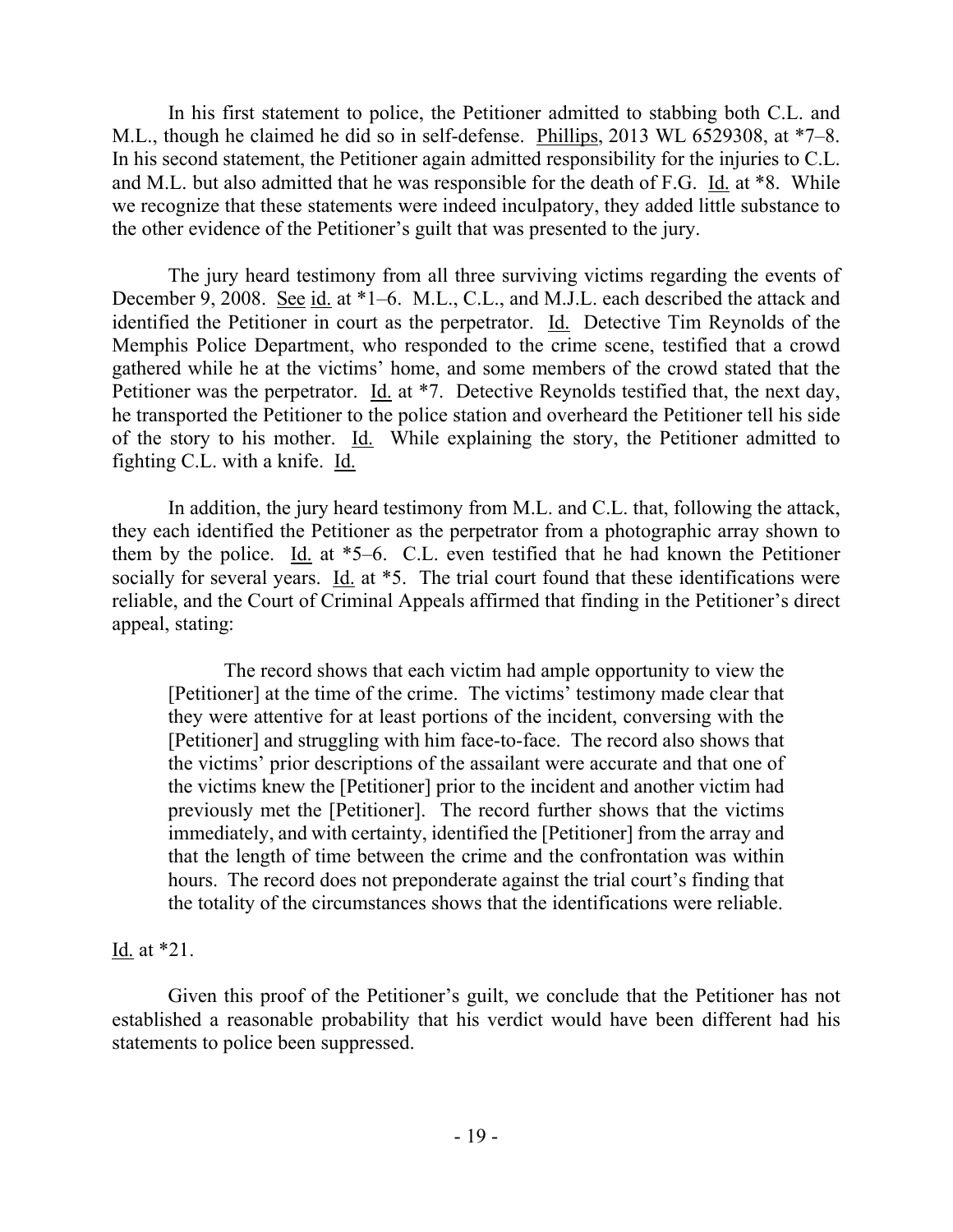In his first statement to police, the Petitioner admitted to stabbing both C.L. and M.L., though he claimed he did so in self-defense. Phillips, 2013 WL 6529308, at *7–8. In his second statement, the Petitioner again admitted responsibility for the injuries to C.L. and M.L. but also admitted that he was responsible for the death of F.G. Id. at *8. While we recognize that these statements were indeed inculpatory, they added little substance to the other evidence of the Petitioner's guilt that was presented to the jury.

The jury heard testimony from all three surviving victims regarding the events of December 9, 2008. See id. at *1–6. M.L., C.L., and M.J.L. each described the attack and identified the Petitioner in court as the perpetrator. Id. Detective Tim Reynolds of the Memphis Police Department, who responded to the crime scene, testified that a crowd gathered while he at the victims' home, and some members of the crowd stated that the Petitioner was the perpetrator. Id. at *7. Detective Reynolds testified that, the next day, he transported the Petitioner to the police station and overheard the Petitioner tell his side of the story to his mother. Id. While explaining the story, the Petitioner admitted to fighting C.L. with a knife. Id.

In addition, the jury heard testimony from M.L. and C.L. that, following the attack, they each identified the Petitioner as the perpetrator from a photographic array shown to them by the police. Id. at *5–6. C.L. even testified that he had known the Petitioner socially for several years. Id. at *5. The trial court found that these identifications were reliable, and the Court of Criminal Appeals affirmed that finding in the Petitioner's direct appeal, stating:

> The record shows that each victim had ample opportunity to view the [Petitioner] at the time of the crime. The victims' testimony made clear that they were attentive for at least portions of the incident, conversing with the [Petitioner] and struggling with him face-to-face. The record also shows that the victims' prior descriptions of the assailant were accurate and that one of the victims knew the [Petitioner] prior to the incident and another victim had previously met the [Petitioner]. The record further shows that the victims immediately, and with certainty, identified the [Petitioner] from the array and that the length of time between the crime and the confrontation was within hours. The record does not preponderate against the trial court's finding that the totality of the circumstances shows that the identifications were reliable.

Id. at *21.

Given this proof of the Petitioner's guilt, we conclude that the Petitioner has not established a reasonable probability that his verdict would have been different had his statements to police been suppressed.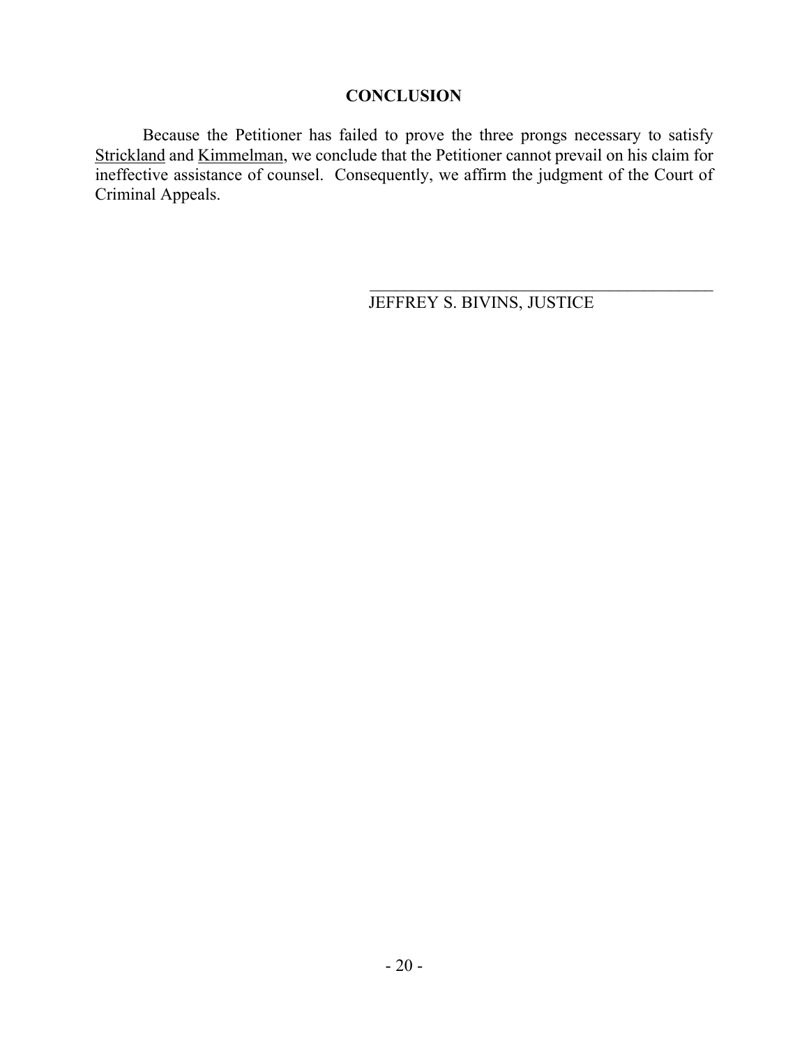## CONCLUSION

Because the Petitioner has failed to prove the three prongs necessary to satisfy Strickland and Kimmelman, we conclude that the Petitioner cannot prevail on his claim for ineffective assistance of counsel. Consequently, we affirm the judgment of the Court of Criminal Appeals.

\_\_\_\_\_\_\_\_\_\_\_\_\_\_\_\_\_\_\_\_\_\_\_\_\_\_\_\_\_\_\_\_\_\_\_\_\_\_\_\_

JEFFREY S. BIVINS, JUSTICE